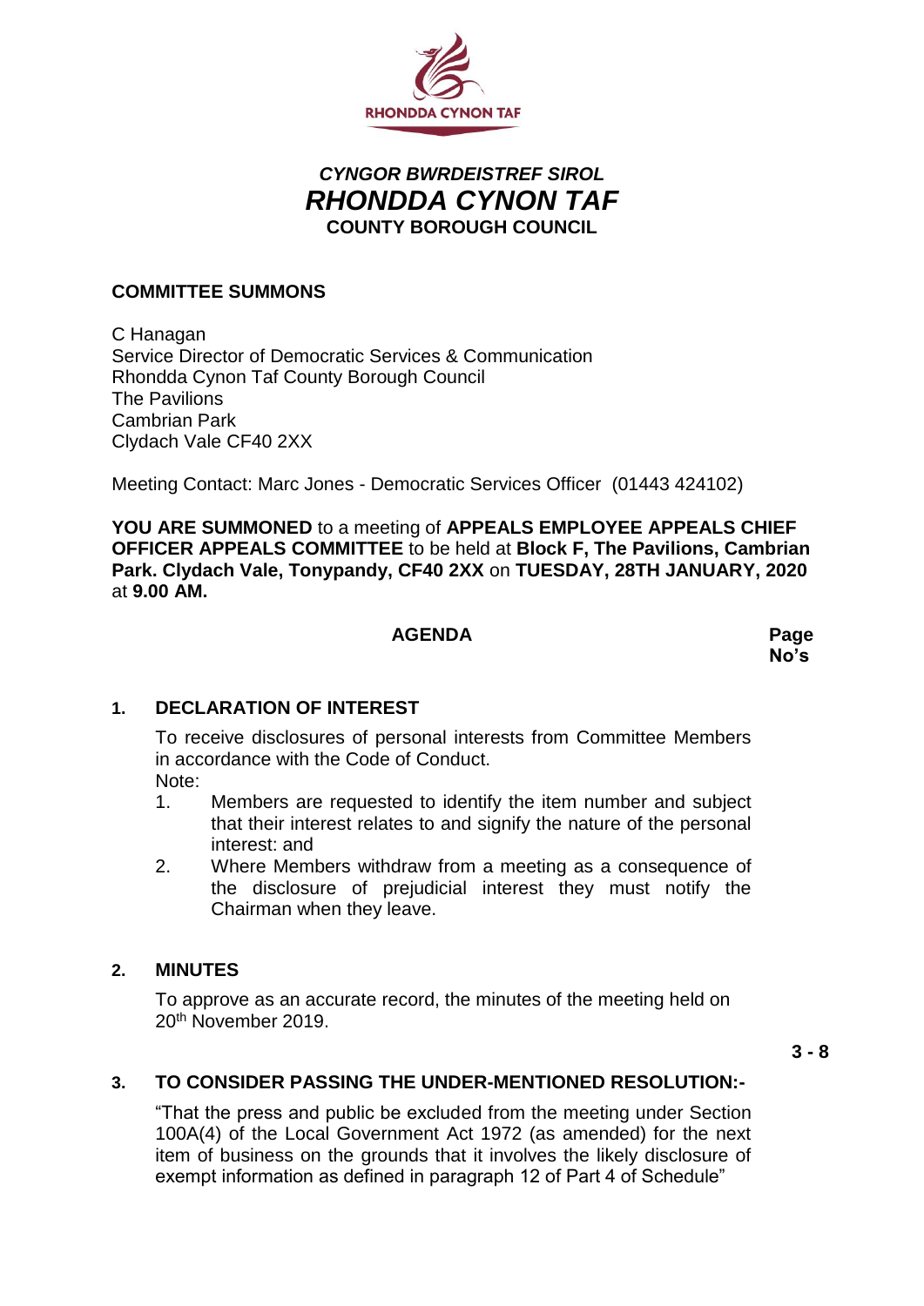RHONDDA CYNON TAF

*CYNGOR BWRDEISTREF SIROL*
# *RHONDDA CYNON TAF*
**COUNTY BOROUGH COUNCIL**

**COMMITTEE SUMMONS**

C Hanagan
Service Director of Democratic Services & Communication
Rhondda Cynon Taf County Borough Council
The Pavilions
Cambrian Park
Clydach Vale CF40 2XX

Meeting Contact: Marc Jones - Democratic Services Officer (01443 424102)

**YOU ARE SUMMONED** to a meeting of **APPEALS EMPLOYEE APPEALS CHIEF OFFICER APPEALS COMMITTEE** to be held at **Block F, The Pavilions, Cambrian Park. Clydach Vale, Tonypandy, CF40 2XX** on **TUESDAY, 28TH JANUARY, 2020** at **9.00 AM.**

**AGENDA** — **Page No's**

**1. DECLARATION OF INTEREST**

To receive disclosures of personal interests from Committee Members in accordance with the Code of Conduct.
Note:

1. Members are requested to identify the item number and subject that their interest relates to and signify the nature of the personal interest: and
2. Where Members withdraw from a meeting as a consequence of the disclosure of prejudicial interest they must notify the Chairman when they leave.

**2. MINUTES**

To approve as an accurate record, the minutes of the meeting held on 20th November 2019.

**3 - 8**

**3. TO CONSIDER PASSING THE UNDER-MENTIONED RESOLUTION:-**

"That the press and public be excluded from the meeting under Section 100A(4) of the Local Government Act 1972 (as amended) for the next item of business on the grounds that it involves the likely disclosure of exempt information as defined in paragraph 12 of Part 4 of Schedule"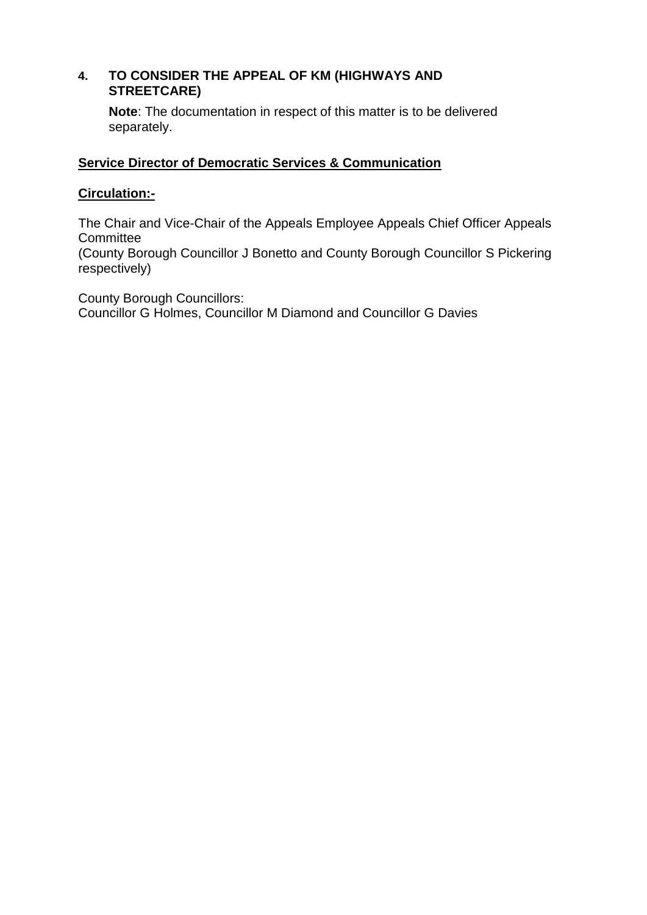**4. TO CONSIDER THE APPEAL OF KM (HIGHWAYS AND STREETCARE)**

**Note**: The documentation in respect of this matter is to be delivered separately.

**Service Director of Democratic Services & Communication**

**Circulation:-**

The Chair and Vice-Chair of the Appeals Employee Appeals Chief Officer Appeals Committee
(County Borough Councillor J Bonetto and County Borough Councillor S Pickering respectively)

County Borough Councillors:
Councillor G Holmes, Councillor M Diamond and Councillor G Davies